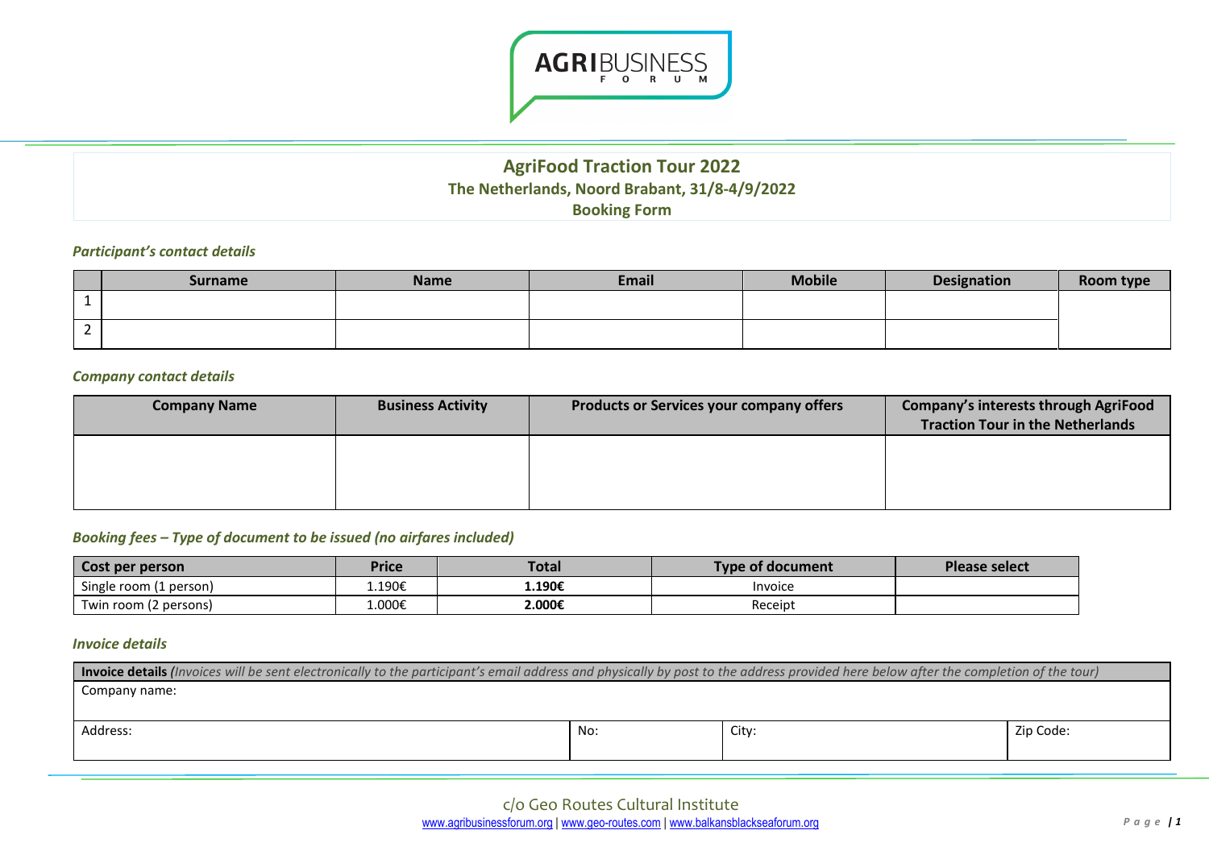AGRIBUSINESS FORUM

# AgriFood Traction Tour 2022

## The Netherlands, Noord Brabant, 31/8-4/9/2022

## Booking Form

### *Participant's contact details*

| | Surname | Name | Email | Mobile | Designation | Room type |
|---|---|---|---|---|---|---|
| 1 | | | | | | |
| 2 | | | | | | |

### *Company contact details*

| Company Name | Business Activity | Products or Services your company offers | Company's interests through AgriFood Traction Tour in the Netherlands |
|---|---|---|---|
| | | | |

### *Booking fees – Type of document to be issued (no airfares included)*

| Cost per person | Price | Total | Type of document | Please select |
|---|---|---|---|---|
| Single room (1 person) | 1.190€ | **1.190€** | Invoice | |
| Twin room (2 persons) | 1.000€ | **2.000€** | Receipt | |

### *Invoice details*

| **Invoice details** *(Invoices will be sent electronically to the participant's email address and physically by post to the address provided here below after the completion of the tour)* | | | |
|---|---|---|---|
| Company name: | | | |
| Address: | No: | City: | Zip Code: |

c/o Geo Routes Cultural Institute
www.agribusinessforum.org | www.geo-routes.com | www.balkansblackseaforum.org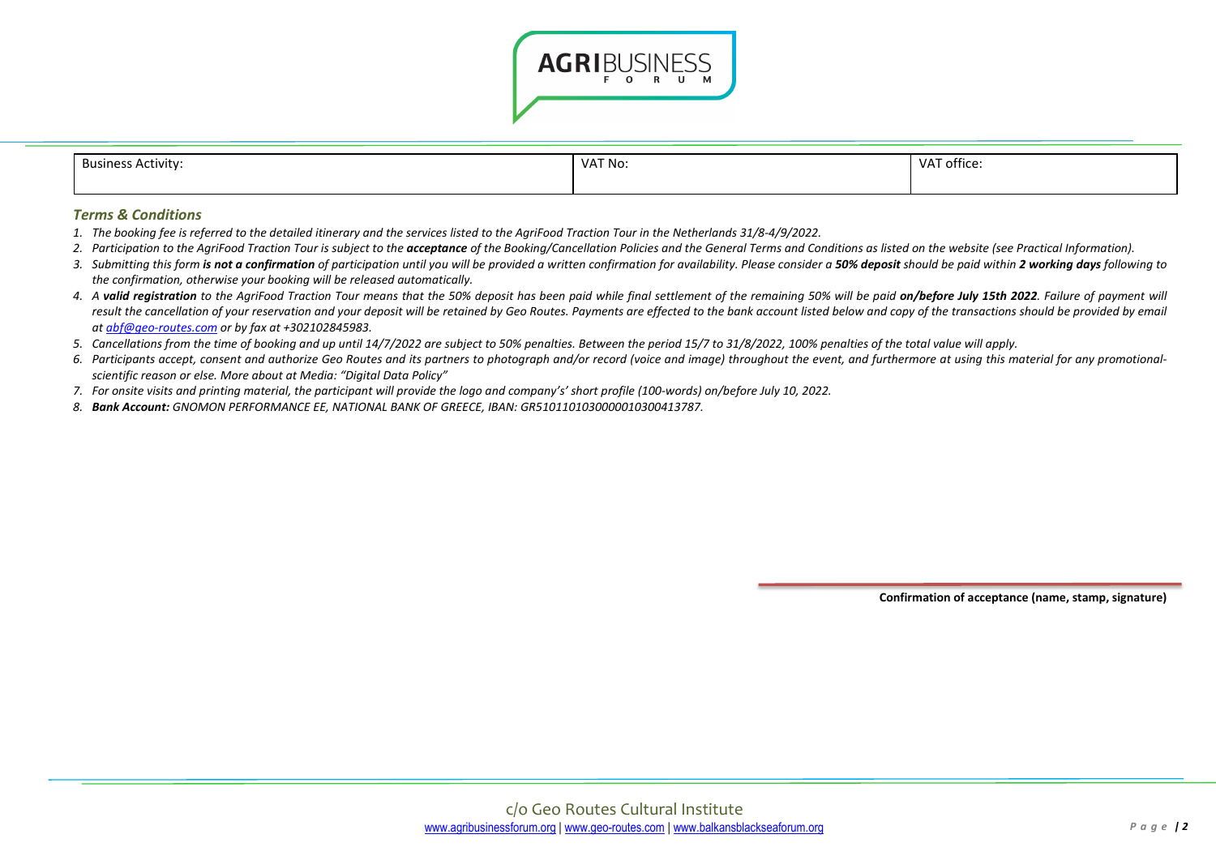| Business Activity: | VAT No: | VAT office: |
|---|---|---|

### *Terms & Conditions*

1. *The booking fee is referred to the detailed itinerary and the services listed to the AgriFood Traction Tour in the Netherlands 31/8-4/9/2022.*
2. *Participation to the AgriFood Traction Tour is subject to the* ***acceptance*** *of the Booking/Cancellation Policies and the General Terms and Conditions as listed on the website (see Practical Information).*
3. *Submitting this form* ***is not a confirmation*** *of participation until you will be provided a written confirmation for availability. Please consider a* ***50% deposit*** *should be paid within* ***2 working days*** *following to the confirmation, otherwise your booking will be released automatically.*
4. *A* ***valid registration*** *to the AgriFood Traction Tour means that the 50% deposit has been paid while final settlement of the remaining 50% will be paid* ***on/before July 15th 2022****. Failure of payment will result the cancellation of your reservation and your deposit will be retained by Geo Routes. Payments are effected to the bank account listed below and copy of the transactions should be provided by email at [abf@geo-routes.com](mailto:abf@geo-routes.com) or by fax at +302102845983.*
5. *Cancellations from the time of booking and up until 14/7/2022 are subject to 50% penalties. Between the period 15/7 to 31/8/2022, 100% penalties of the total value will apply.*
6. *Participants accept, consent and authorize Geo Routes and its partners to photograph and/or record (voice and image) throughout the event, and furthermore at using this material for any promotional-scientific reason or else. More about at Media: "Digital Data Policy"*
7. *For onsite visits and printing material, the participant will provide the logo and company's' short profile (100-words) on/before July 10, 2022.*
8. ***Bank Account:*** *GNOMON PERFORMANCE EE, NATIONAL BANK OF GREECE, IBAN: GR5101101030000010300413787.*

**Confirmation of acceptance (name, stamp, signature)**

c/o Geo Routes Cultural Institute

www.agribusinessforum.org | www.geo-routes.com | www.balkansblackseaforum.org